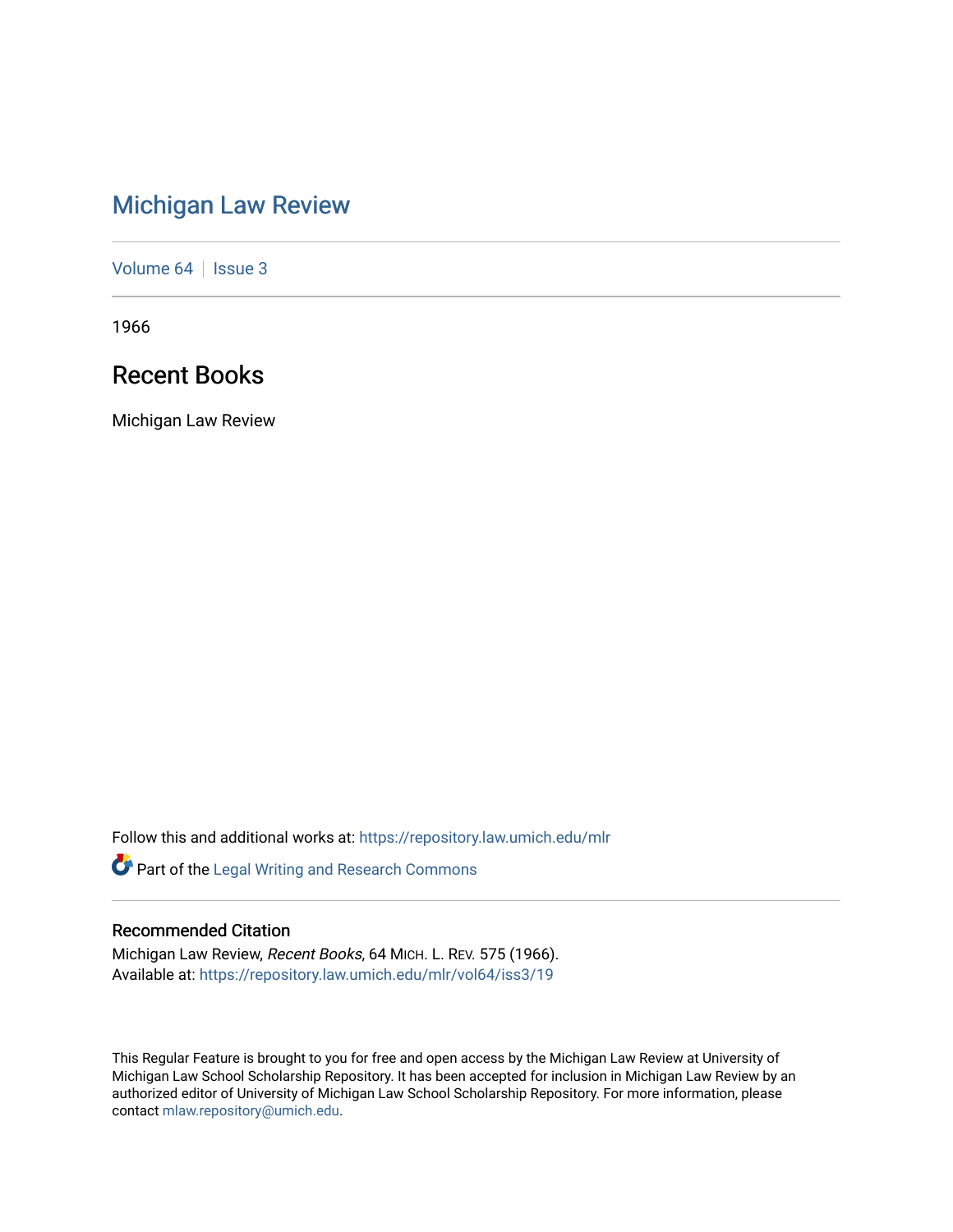# Michigan Law Review

Volume 64 | Issue 3

1966

## Recent Books

Michigan Law Review

Follow this and additional works at: https://repository.law.umich.edu/mlr

Part of the Legal Writing and Research Commons

### Recommended Citation

Michigan Law Review, *Recent Books*, 64 MICH. L. REV. 575 (1966).
Available at: https://repository.law.umich.edu/mlr/vol64/iss3/19

This Regular Feature is brought to you for free and open access by the Michigan Law Review at University of Michigan Law School Scholarship Repository. It has been accepted for inclusion in Michigan Law Review by an authorized editor of University of Michigan Law School Scholarship Repository. For more information, please contact mlaw.repository@umich.edu.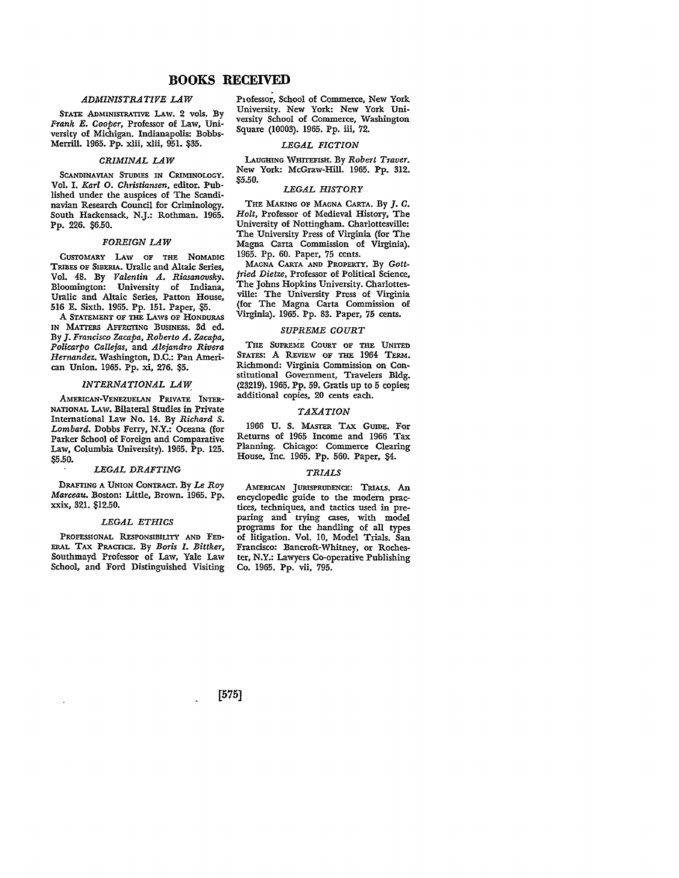# BOOKS RECEIVED

### *ADMINISTRATIVE LAW*

STATE ADMINISTRATIVE LAW. 2 vols. By *Frank E. Cooper*, Professor of Law, University of Michigan. Indianapolis: Bobbs-Merrill. 1965. Pp. xlii, xlii, 951. $35.

### *CRIMINAL LAW*

SCANDINAVIAN STUDIES IN CRIMINOLOGY. Vol. I. *Karl O. Christiansen*, editor. Published under the auspices of The Scandinavian Research Council for Criminology. South Hackensack, N.J.: Rothman. 1965. Pp. 226. $6.50.

### *FOREIGN LAW*

CUSTOMARY LAW OF THE NOMADIC TRIBES OF SIBERIA. Uralic and Altaic Series, Vol. 48. By *Valentin A. Riasanovsky*. Bloomington: University of Indiana, Uralic and Altaic Series, Patton House, 516 E. Sixth. 1965. Pp. 151. Paper, $5.

A STATEMENT OF THE LAWS OF HONDURAS IN MATTERS AFFECTING BUSINESS. 3d ed. By *J. Francisco Zacapa, Roberto A. Zacapa, Policarpo Callejas*, and *Alejandro Rivera Hernandez*. Washington, D.C.: Pan American Union. 1965. Pp. xi, 276. $5.

### *INTERNATIONAL LAW*

AMERICAN-VENEZUELAN PRIVATE INTERNATIONAL LAW. Bilateral Studies in Private International Law No. 14. By *Richard S. Lombard*. Dobbs Ferry, N.Y.: Oceana (for Parker School of Foreign and Comparative Law, Columbia University). 1965. Pp. 125. $5.50.

### *LEGAL DRAFTING*

DRAFTING A UNION CONTRACT. By *Le Roy Marceau*. Boston: Little, Brown. 1965. Pp. xxix, 321. $12.50.

### *LEGAL ETHICS*

PROFESSIONAL RESPONSIBILITY AND FEDERAL TAX PRACTICE. By *Boris I. Bittker*, Southmayd Professor of Law, Yale Law School, and Ford Distinguished Visiting Professor, School of Commerce, New York University. New York: New York University School of Commerce, Washington Square (10003). 1965. Pp. iii, 72.

### *LEGAL FICTION*

LAUGHING WHITEFISH. By *Robert Traver*. New York: McGraw-Hill. 1965. Pp. 312. $5.50.

### *LEGAL HISTORY*

THE MAKING OF MAGNA CARTA. By *J. C. Holt*, Professor of Medieval History, The University of Nottingham. Charlottesville: The University Press of Virginia (for The Magna Carta Commission of Virginia). 1965. Pp. 60. Paper, 75 cents.

MAGNA CARTA AND PROPERTY. By *Gottfried Dietze*, Professor of Political Science, The Johns Hopkins University. Charlottesville: The University Press of Virginia (for The Magna Carta Commission of Virginia). 1965. Pp. 83. Paper, 75 cents.

### *SUPREME COURT*

THE SUPREME COURT OF THE UNITED STATES: A REVIEW OF THE 1964 TERM. Richmond: Virginia Commission on Constitutional Government, Travelers Bldg. (23219). 1965. Pp. 59. Gratis up to 5 copies; additional copies, 20 cents each.

### *TAXATION*

1966 U. S. MASTER TAX GUIDE. For Returns of 1965 Income and 1966 Tax Planning. Chicago: Commerce Clearing House, Inc. 1965. Pp. 560. Paper, $4.

### *TRIALS*

AMERICAN JURISPRUDENCE: TRIALS. An encyclopedic guide to the modern practices, techniques, and tactics used in preparing and trying cases, with model programs for the handling of all types of litigation. Vol. 10, Model Trials. San Francisco: Bancroft-Whitney, or Rochester, N.Y.: Lawyers Co-operative Publishing Co. 1965. Pp. vii, 795.